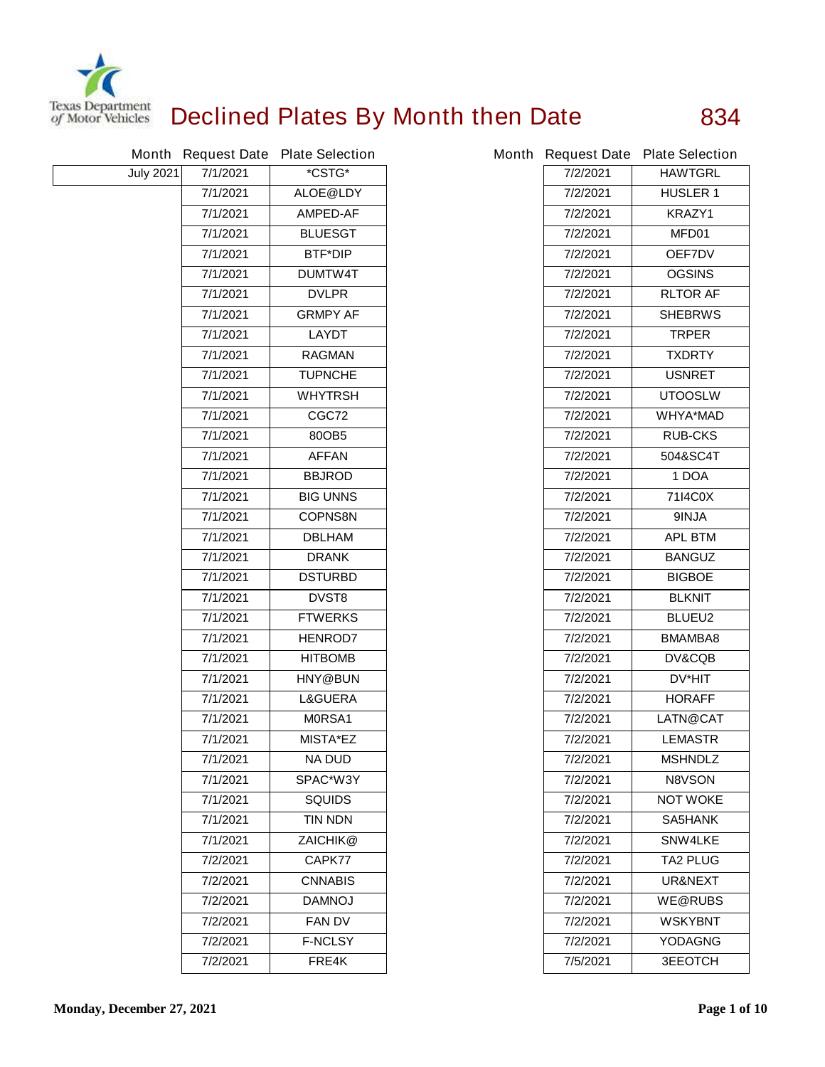# Declined Plates By Month then Date

834

| Month | Request Date | Plate Selection |
|---|---|---|
| July 2021 | 7/1/2021 | *CSTG* |
| | 7/1/2021 | ALOE@LDY |
| | 7/1/2021 | AMPED-AF |
| | 7/1/2021 | BLUESGT |
| | 7/1/2021 | BTF*DIP |
| | 7/1/2021 | DUMTW4T |
| | 7/1/2021 | DVLPR |
| | 7/1/2021 | GRMPY AF |
| | 7/1/2021 | LAYDT |
| | 7/1/2021 | RAGMAN |
| | 7/1/2021 | TUPNCHE |
| | 7/1/2021 | WHYTRSH |
| | 7/1/2021 | CGC72 |
| | 7/1/2021 | 80OB5 |
| | 7/1/2021 | AFFAN |
| | 7/1/2021 | BBJROD |
| | 7/1/2021 | BIG UNNS |
| | 7/1/2021 | COPNS8N |
| | 7/1/2021 | DBLHAM |
| | 7/1/2021 | DRANK |
| | 7/1/2021 | DSTURBD |
| | 7/1/2021 | DVST8 |
| | 7/1/2021 | FTWERKS |
| | 7/1/2021 | HENROD7 |
| | 7/1/2021 | HITBOMB |
| | 7/1/2021 | HNY@BUN |
| | 7/1/2021 | L&GUERA |
| | 7/1/2021 | M0RSA1 |
| | 7/1/2021 | MISTA*EZ |
| | 7/1/2021 | NA DUD |
| | 7/1/2021 | SPAC*W3Y |
| | 7/1/2021 | SQUIDS |
| | 7/1/2021 | TIN NDN |
| | 7/1/2021 | ZAICHIK@ |
| | 7/2/2021 | CAPK77 |
| | 7/2/2021 | CNNABIS |
| | 7/2/2021 | DAMNOJ |
| | 7/2/2021 | FAN DV |
| | 7/2/2021 | F-NCLSY |
| | 7/2/2021 | FRE4K |
| | 7/2/2021 | HAWTGRL |
| | 7/2/2021 | HUSLER 1 |
| | 7/2/2021 | KRAZY1 |
| | 7/2/2021 | MFD01 |
| | 7/2/2021 | OEF7DV |
| | 7/2/2021 | OGSINS |
| | 7/2/2021 | RLTOR AF |
| | 7/2/2021 | SHEBRWS |
| | 7/2/2021 | TRPER |
| | 7/2/2021 | TXDRTY |
| | 7/2/2021 | USNRET |
| | 7/2/2021 | UTOOSLW |
| | 7/2/2021 | WHYA*MAD |
| | 7/2/2021 | RUB-CKS |
| | 7/2/2021 | 504&SC4T |
| | 7/2/2021 | 1 DOA |
| | 7/2/2021 | 71I4C0X |
| | 7/2/2021 | 9INJA |
| | 7/2/2021 | APL BTM |
| | 7/2/2021 | BANGUZ |
| | 7/2/2021 | BIGBOE |
| | 7/2/2021 | BLKNIT |
| | 7/2/2021 | BLUEU2 |
| | 7/2/2021 | BMAMBA8 |
| | 7/2/2021 | DV&CQB |
| | 7/2/2021 | DV*HIT |
| | 7/2/2021 | HORAFF |
| | 7/2/2021 | LATN@CAT |
| | 7/2/2021 | LEMASTR |
| | 7/2/2021 | MSHNDLZ |
| | 7/2/2021 | N8VSON |
| | 7/2/2021 | NOT WOKE |
| | 7/2/2021 | SA5HANK |
| | 7/2/2021 | SNW4LKE |
| | 7/2/2021 | TA2 PLUG |
| | 7/2/2021 | UR&NEXT |
| | 7/2/2021 | WE@RUBS |
| | 7/2/2021 | WSKYBNT |
| | 7/2/2021 | YODAGNG |
| | 7/5/2021 | 3EEOTCH |

Monday, December 27, 2021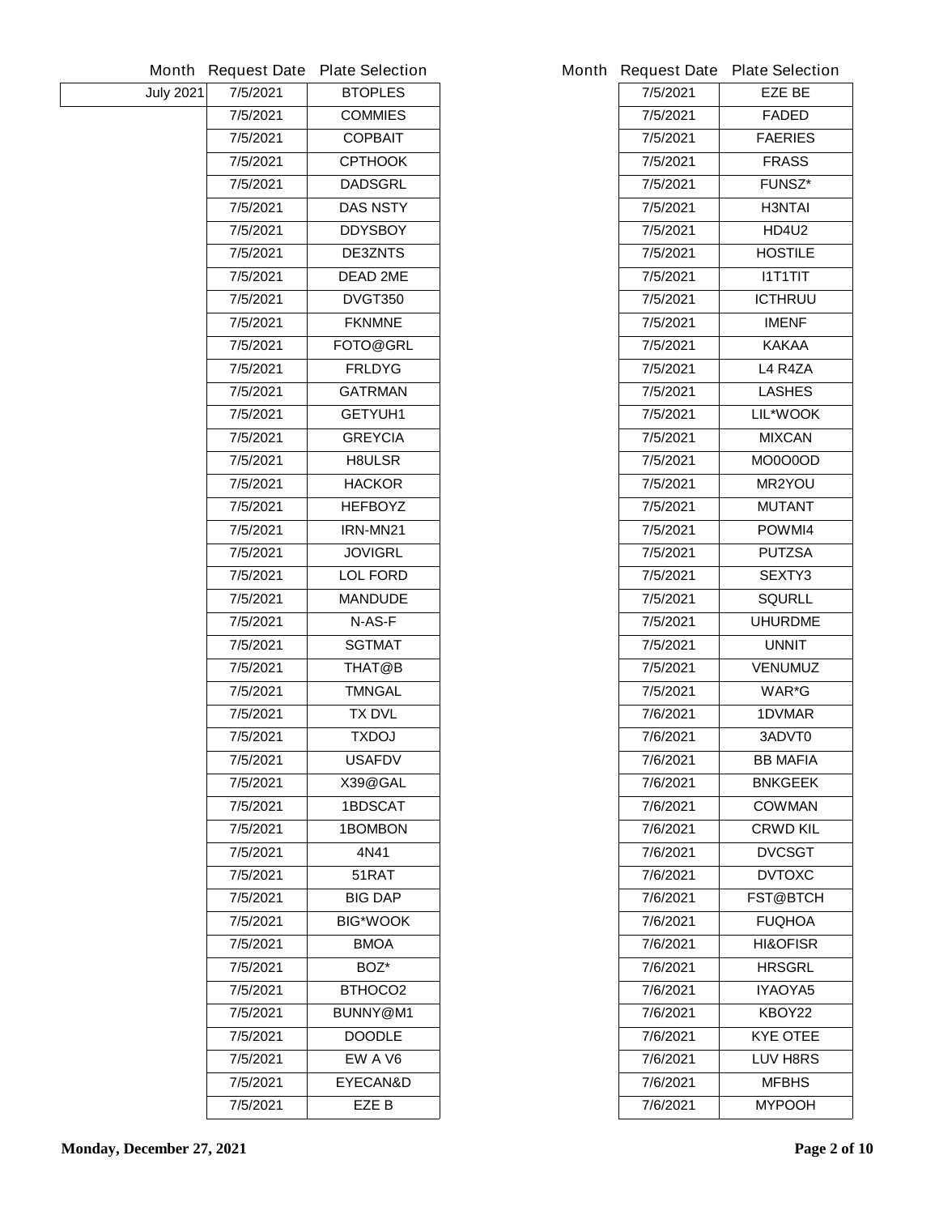| Month | Request Date | Plate Selection |
|---|---|---|
| July 2021 | 7/5/2021 | BTOPLES |
| | 7/5/2021 | COMMIES |
| | 7/5/2021 | COPBAIT |
| | 7/5/2021 | CPTHOOK |
| | 7/5/2021 | DADSGRL |
| | 7/5/2021 | DAS NSTY |
| | 7/5/2021 | DDYSBOY |
| | 7/5/2021 | DE3ZNTS |
| | 7/5/2021 | DEAD 2ME |
| | 7/5/2021 | DVGT350 |
| | 7/5/2021 | FKNMNE |
| | 7/5/2021 | FOTO@GRL |
| | 7/5/2021 | FRLDYG |
| | 7/5/2021 | GATRMAN |
| | 7/5/2021 | GETYUH1 |
| | 7/5/2021 | GREYCIA |
| | 7/5/2021 | H8ULSR |
| | 7/5/2021 | HACKOR |
| | 7/5/2021 | HEFBOYZ |
| | 7/5/2021 | IRN-MN21 |
| | 7/5/2021 | JOVIGRL |
| | 7/5/2021 | LOL FORD |
| | 7/5/2021 | MANDUDE |
| | 7/5/2021 | N-AS-F |
| | 7/5/2021 | SGTMAT |
| | 7/5/2021 | THAT@B |
| | 7/5/2021 | TMNGAL |
| | 7/5/2021 | TX DVL |
| | 7/5/2021 | TXDOJ |
| | 7/5/2021 | USAFDV |
| | 7/5/2021 | X39@GAL |
| | 7/5/2021 | 1BDSCAT |
| | 7/5/2021 | 1BOMBON |
| | 7/5/2021 | 4N41 |
| | 7/5/2021 | 51RAT |
| | 7/5/2021 | BIG DAP |
| | 7/5/2021 | BIG*WOOK |
| | 7/5/2021 | BMOA |
| | 7/5/2021 | BOZ* |
| | 7/5/2021 | BTHOCO2 |
| | 7/5/2021 | BUNNY@M1 |
| | 7/5/2021 | DOODLE |
| | 7/5/2021 | EW A V6 |
| | 7/5/2021 | EYECAN&D |
| | 7/5/2021 | EZE B |
| | 7/5/2021 | EZE BE |
| | 7/5/2021 | FADED |
| | 7/5/2021 | FAERIES |
| | 7/5/2021 | FRASS |
| | 7/5/2021 | FUNSZ* |
| | 7/5/2021 | H3NTAI |
| | 7/5/2021 | HD4U2 |
| | 7/5/2021 | HOSTILE |
| | 7/5/2021 | I1T1TIT |
| | 7/5/2021 | ICTHRUU |
| | 7/5/2021 | IMENF |
| | 7/5/2021 | KAKAA |
| | 7/5/2021 | L4 R4ZA |
| | 7/5/2021 | LASHES |
| | 7/5/2021 | LIL*WOOK |
| | 7/5/2021 | MIXCAN |
| | 7/5/2021 | MO0O0OD |
| | 7/5/2021 | MR2YOU |
| | 7/5/2021 | MUTANT |
| | 7/5/2021 | POWMI4 |
| | 7/5/2021 | PUTZSA |
| | 7/5/2021 | SEXTY3 |
| | 7/5/2021 | SQURLL |
| | 7/5/2021 | UHURDME |
| | 7/5/2021 | UNNIT |
| | 7/5/2021 | VENUMUZ |
| | 7/5/2021 | WAR*G |
| | 7/6/2021 | 1DVMAR |
| | 7/6/2021 | 3ADVT0 |
| | 7/6/2021 | BB MAFIA |
| | 7/6/2021 | BNKGEEK |
| | 7/6/2021 | COWMAN |
| | 7/6/2021 | CRWD KIL |
| | 7/6/2021 | DVCSGT |
| | 7/6/2021 | DVTOXC |
| | 7/6/2021 | FST@BTCH |
| | 7/6/2021 | FUQHOA |
| | 7/6/2021 | HI&OFISR |
| | 7/6/2021 | HRSGRL |
| | 7/6/2021 | IYAOYA5 |
| | 7/6/2021 | KBOY22 |
| | 7/6/2021 | KYE OTEE |
| | 7/6/2021 | LUV H8RS |
| | 7/6/2021 | MFBHS |
| | 7/6/2021 | MYPOOH |

Monday, December 27, 2021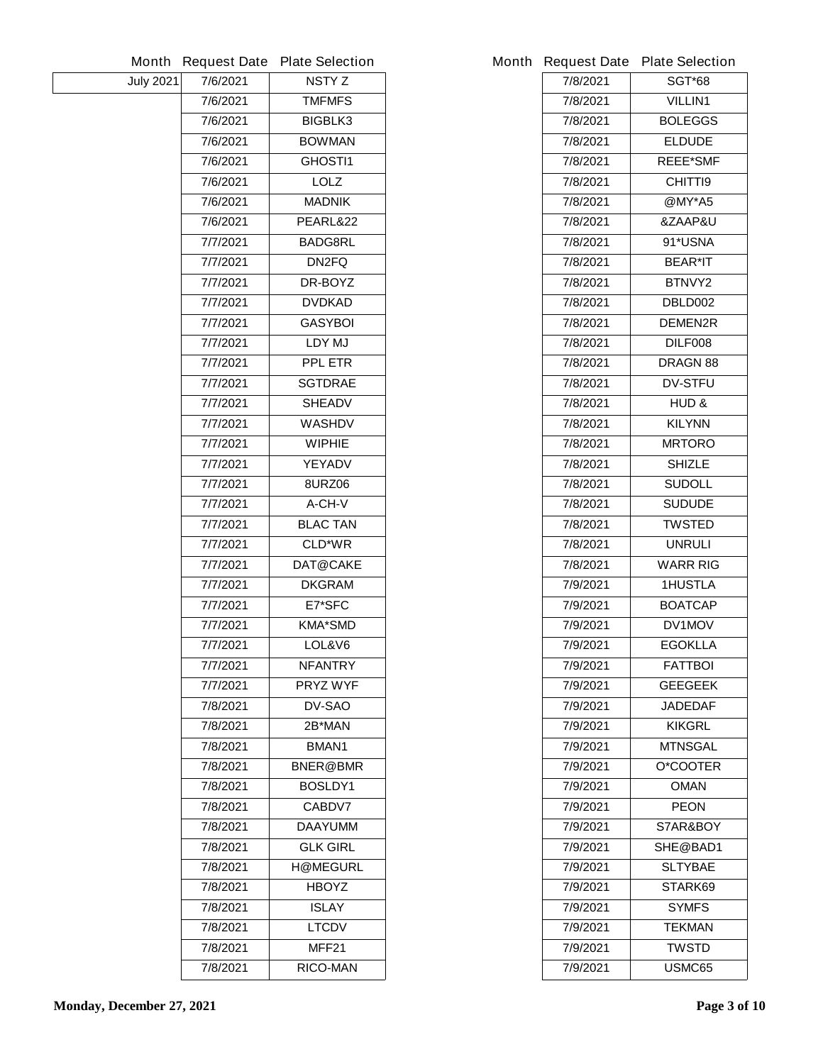| Month | Request Date | Plate Selection |
|---|---|---|
| July 2021 | 7/6/2021 | NSTY Z |
| | 7/6/2021 | TMFMFS |
| | 7/6/2021 | BIGBLK3 |
| | 7/6/2021 | BOWMAN |
| | 7/6/2021 | GHOSTI1 |
| | 7/6/2021 | LOLZ |
| | 7/6/2021 | MADNIK |
| | 7/6/2021 | PEARL&22 |
| | 7/7/2021 | BADG8RL |
| | 7/7/2021 | DN2FQ |
| | 7/7/2021 | DR-BOYZ |
| | 7/7/2021 | DVDKAD |
| | 7/7/2021 | GASYBOI |
| | 7/7/2021 | LDY MJ |
| | 7/7/2021 | PPL ETR |
| | 7/7/2021 | SGTDRAE |
| | 7/7/2021 | SHEADV |
| | 7/7/2021 | WASHDV |
| | 7/7/2021 | WIPHIE |
| | 7/7/2021 | YEYADV |
| | 7/7/2021 | 8URZ06 |
| | 7/7/2021 | A-CH-V |
| | 7/7/2021 | BLAC TAN |
| | 7/7/2021 | CLD*WR |
| | 7/7/2021 | DAT@CAKE |
| | 7/7/2021 | DKGRAM |
| | 7/7/2021 | E7*SFC |
| | 7/7/2021 | KMA*SMD |
| | 7/7/2021 | LOL&V6 |
| | 7/7/2021 | NFANTRY |
| | 7/7/2021 | PRYZ WYF |
| | 7/8/2021 | DV-SAO |
| | 7/8/2021 | 2B*MAN |
| | 7/8/2021 | BMAN1 |
| | 7/8/2021 | BNER@BMR |
| | 7/8/2021 | BOSLDY1 |
| | 7/8/2021 | CABDV7 |
| | 7/8/2021 | DAAYUMM |
| | 7/8/2021 | GLK GIRL |
| | 7/8/2021 | H@MEGURL |
| | 7/8/2021 | HBOYZ |
| | 7/8/2021 | ISLAY |
| | 7/8/2021 | LTCDV |
| | 7/8/2021 | MFF21 |
| | 7/8/2021 | RICO-MAN |
| | 7/8/2021 | SGT*68 |
| | 7/8/2021 | VILLIN1 |
| | 7/8/2021 | BOLEGGS |
| | 7/8/2021 | ELDUDE |
| | 7/8/2021 | REEE*SMF |
| | 7/8/2021 | CHITTI9 |
| | 7/8/2021 | @MY*A5 |
| | 7/8/2021 | &ZAAP&U |
| | 7/8/2021 | 91*USNA |
| | 7/8/2021 | BEAR*IT |
| | 7/8/2021 | BTNVY2 |
| | 7/8/2021 | DBLD002 |
| | 7/8/2021 | DEMEN2R |
| | 7/8/2021 | DILF008 |
| | 7/8/2021 | DRAGN 88 |
| | 7/8/2021 | DV-STFU |
| | 7/8/2021 | HUD & |
| | 7/8/2021 | KILYNN |
| | 7/8/2021 | MRTORO |
| | 7/8/2021 | SHIZLE |
| | 7/8/2021 | SUDOLL |
| | 7/8/2021 | SUDUDE |
| | 7/8/2021 | TWSTED |
| | 7/8/2021 | UNRULI |
| | 7/8/2021 | WARR RIG |
| | 7/9/2021 | 1HUSTLA |
| | 7/9/2021 | BOATCAP |
| | 7/9/2021 | DV1MOV |
| | 7/9/2021 | EGOKLLA |
| | 7/9/2021 | FATTBOI |
| | 7/9/2021 | GEEGEEK |
| | 7/9/2021 | JADEDAF |
| | 7/9/2021 | KIKGRL |
| | 7/9/2021 | MTNSGAL |
| | 7/9/2021 | O*COOTER |
| | 7/9/2021 | OMAN |
| | 7/9/2021 | PEON |
| | 7/9/2021 | S7AR&BOY |
| | 7/9/2021 | SHE@BAD1 |
| | 7/9/2021 | SLTYBAE |
| | 7/9/2021 | STARK69 |
| | 7/9/2021 | SYMFS |
| | 7/9/2021 | TEKMAN |
| | 7/9/2021 | TWSTD |
| | 7/9/2021 | USMC65 |

**Monday, December 27, 2021**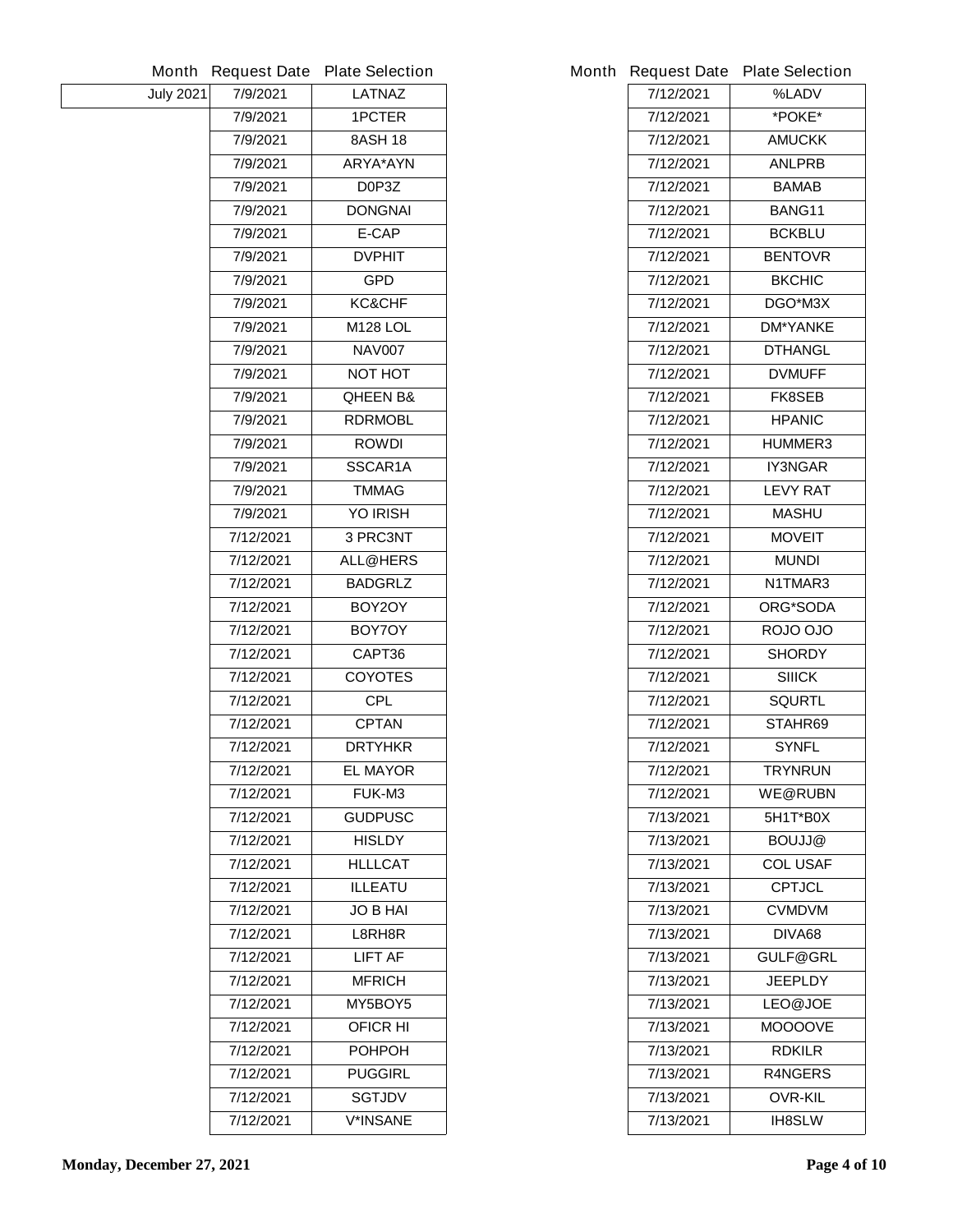| Month | Request Date | Plate Selection |
| --- | --- | --- |
| July 2021 | 7/9/2021 | LATNAZ |
| | 7/9/2021 | 1PCTER |
| | 7/9/2021 | 8ASH 18 |
| | 7/9/2021 | ARYA*AYN |
| | 7/9/2021 | D0P3Z |
| | 7/9/2021 | DONGNAI |
| | 7/9/2021 | E-CAP |
| | 7/9/2021 | DVPHIT |
| | 7/9/2021 | GPD |
| | 7/9/2021 | KC&CHF |
| | 7/9/2021 | M128 LOL |
| | 7/9/2021 | NAV007 |
| | 7/9/2021 | NOT HOT |
| | 7/9/2021 | QHEEN B& |
| | 7/9/2021 | RDRMOBL |
| | 7/9/2021 | ROWDI |
| | 7/9/2021 | SSCAR1A |
| | 7/9/2021 | TMMAG |
| | 7/9/2021 | YO IRISH |
| | 7/12/2021 | 3 PRC3NT |
| | 7/12/2021 | ALL@HERS |
| | 7/12/2021 | BADGRLZ |
| | 7/12/2021 | BOY2OY |
| | 7/12/2021 | BOY7OY |
| | 7/12/2021 | CAPT36 |
| | 7/12/2021 | COYOTES |
| | 7/12/2021 | CPL |
| | 7/12/2021 | CPTAN |
| | 7/12/2021 | DRTYHKR |
| | 7/12/2021 | EL MAYOR |
| | 7/12/2021 | FUK-M3 |
| | 7/12/2021 | GUDPUSC |
| | 7/12/2021 | HISLDY |
| | 7/12/2021 | HLLLCAT |
| | 7/12/2021 | ILLEATU |
| | 7/12/2021 | JO B HAI |
| | 7/12/2021 | L8RH8R |
| | 7/12/2021 | LIFT AF |
| | 7/12/2021 | MFRICH |
| | 7/12/2021 | MY5BOY5 |
| | 7/12/2021 | OFICR HI |
| | 7/12/2021 | POHPOH |
| | 7/12/2021 | PUGGIRL |
| | 7/12/2021 | SGTJDV |
| | 7/12/2021 | V*INSANE |
| | 7/12/2021 | %LADV |
| | 7/12/2021 | *POKE* |
| | 7/12/2021 | AMUCKK |
| | 7/12/2021 | ANLPRB |
| | 7/12/2021 | BAMAB |
| | 7/12/2021 | BANG11 |
| | 7/12/2021 | BCKBLU |
| | 7/12/2021 | BENTOVR |
| | 7/12/2021 | BKCHIC |
| | 7/12/2021 | DGO*M3X |
| | 7/12/2021 | DM*YANKE |
| | 7/12/2021 | DTHANGL |
| | 7/12/2021 | DVMUFF |
| | 7/12/2021 | FK8SEB |
| | 7/12/2021 | HPANIC |
| | 7/12/2021 | HUMMER3 |
| | 7/12/2021 | IY3NGAR |
| | 7/12/2021 | LEVY RAT |
| | 7/12/2021 | MASHU |
| | 7/12/2021 | MOVEIT |
| | 7/12/2021 | MUNDI |
| | 7/12/2021 | N1TMAR3 |
| | 7/12/2021 | ORG*SODA |
| | 7/12/2021 | ROJO OJO |
| | 7/12/2021 | SHORDY |
| | 7/12/2021 | SIIICK |
| | 7/12/2021 | SQURTL |
| | 7/12/2021 | STAHR69 |
| | 7/12/2021 | SYNFL |
| | 7/12/2021 | TRYNRUN |
| | 7/12/2021 | WE@RUBN |
| | 7/13/2021 | 5H1T*B0X |
| | 7/13/2021 | BOUJJ@ |
| | 7/13/2021 | COL USAF |
| | 7/13/2021 | CPTJCL |
| | 7/13/2021 | CVMDVM |
| | 7/13/2021 | DIVA68 |
| | 7/13/2021 | GULF@GRL |
| | 7/13/2021 | JEEPLDY |
| | 7/13/2021 | LEO@JOE |
| | 7/13/2021 | MOOOOVE |
| | 7/13/2021 | RDKILR |
| | 7/13/2021 | R4NGERS |
| | 7/13/2021 | OVR-KIL |
| | 7/13/2021 | IH8SLW |

Monday, December 27, 2021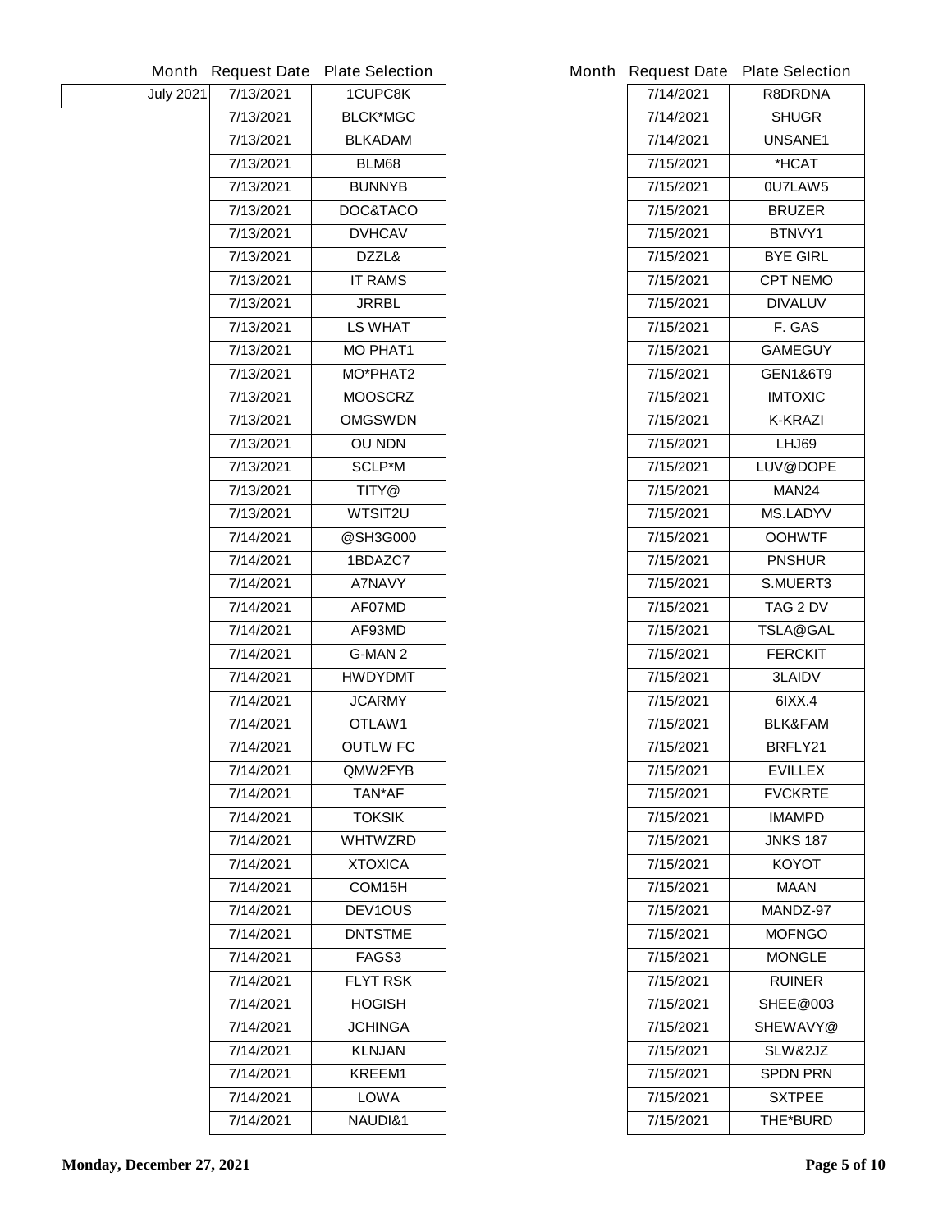| Month | Request Date | Plate Selection |
|---|---|---|
| July 2021 | 7/13/2021 | 1CUPC8K |
| | 7/13/2021 | BLCK*MGC |
| | 7/13/2021 | BLKADAM |
| | 7/13/2021 | BLM68 |
| | 7/13/2021 | BUNNYB |
| | 7/13/2021 | DOC&TACO |
| | 7/13/2021 | DVHCAV |
| | 7/13/2021 | DZZL& |
| | 7/13/2021 | IT RAMS |
| | 7/13/2021 | JRRBL |
| | 7/13/2021 | LS WHAT |
| | 7/13/2021 | MO PHAT1 |
| | 7/13/2021 | MO*PHAT2 |
| | 7/13/2021 | MOOSCRZ |
| | 7/13/2021 | OMGSWDN |
| | 7/13/2021 | OU NDN |
| | 7/13/2021 | SCLP*M |
| | 7/13/2021 | TITY@ |
| | 7/13/2021 | WTSIT2U |
| | 7/14/2021 | @SH3G000 |
| | 7/14/2021 | 1BDAZC7 |
| | 7/14/2021 | A7NAVY |
| | 7/14/2021 | AF07MD |
| | 7/14/2021 | AF93MD |
| | 7/14/2021 | G-MAN 2 |
| | 7/14/2021 | HWDYDMT |
| | 7/14/2021 | JCARMY |
| | 7/14/2021 | OTLAW1 |
| | 7/14/2021 | OUTLW FC |
| | 7/14/2021 | QMW2FYB |
| | 7/14/2021 | TAN*AF |
| | 7/14/2021 | TOKSIK |
| | 7/14/2021 | WHTWZRD |
| | 7/14/2021 | XTOXICA |
| | 7/14/2021 | COM15H |
| | 7/14/2021 | DEV1OUS |
| | 7/14/2021 | DNTSTME |
| | 7/14/2021 | FAGS3 |
| | 7/14/2021 | FLYT RSK |
| | 7/14/2021 | HOGISH |
| | 7/14/2021 | JCHINGA |
| | 7/14/2021 | KLNJAN |
| | 7/14/2021 | KREEM1 |
| | 7/14/2021 | LOWA |
| | 7/14/2021 | NAUDI&1 |
| | 7/14/2021 | R8DRDNA |
| | 7/14/2021 | SHUGR |
| | 7/14/2021 | UNSANE1 |
| | 7/15/2021 | *HCAT |
| | 7/15/2021 | 0U7LAW5 |
| | 7/15/2021 | BRUZER |
| | 7/15/2021 | BTNVY1 |
| | 7/15/2021 | BYE GIRL |
| | 7/15/2021 | CPT NEMO |
| | 7/15/2021 | DIVALUV |
| | 7/15/2021 | F. GAS |
| | 7/15/2021 | GAMEGUY |
| | 7/15/2021 | GEN1&6T9 |
| | 7/15/2021 | IMTOXIC |
| | 7/15/2021 | K-KRAZI |
| | 7/15/2021 | LHJ69 |
| | 7/15/2021 | LUV@DOPE |
| | 7/15/2021 | MAN24 |
| | 7/15/2021 | MS.LADYV |
| | 7/15/2021 | OOHWTF |
| | 7/15/2021 | PNSHUR |
| | 7/15/2021 | S.MUERT3 |
| | 7/15/2021 | TAG 2 DV |
| | 7/15/2021 | TSLA@GAL |
| | 7/15/2021 | FERCKIT |
| | 7/15/2021 | 3LAIDV |
| | 7/15/2021 | 6IXX.4 |
| | 7/15/2021 | BLK&FAM |
| | 7/15/2021 | BRFLY21 |
| | 7/15/2021 | EVILLEX |
| | 7/15/2021 | FVCKRTE |
| | 7/15/2021 | IMAMPD |
| | 7/15/2021 | JNKS 187 |
| | 7/15/2021 | KOYOT |
| | 7/15/2021 | MAAN |
| | 7/15/2021 | MANDZ-97 |
| | 7/15/2021 | MOFNGO |
| | 7/15/2021 | MONGLE |
| | 7/15/2021 | RUINER |
| | 7/15/2021 | SHEE@003 |
| | 7/15/2021 | SHEWAVY@ |
| | 7/15/2021 | SLW&2JZ |
| | 7/15/2021 | SPDN PRN |
| | 7/15/2021 | SXTPEE |
| | 7/15/2021 | THE*BURD |

Monday, December 27, 2021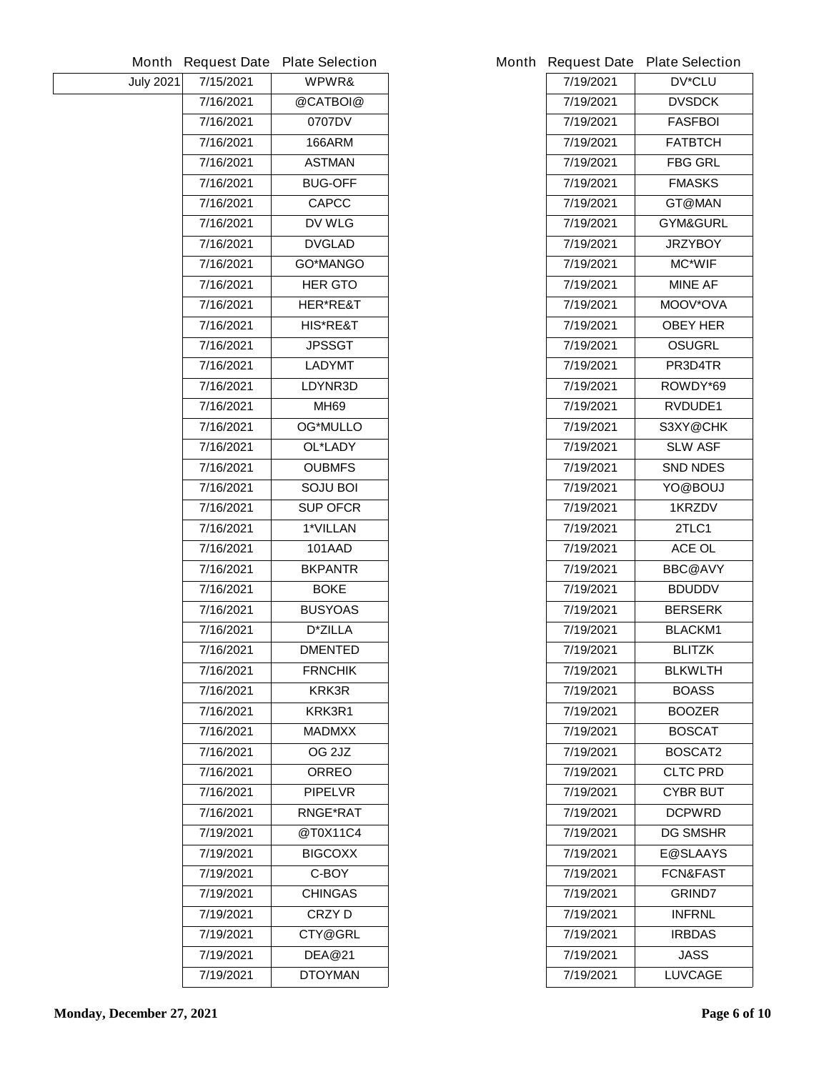| Month | Request Date | Plate Selection |
|---|---|---|
| July 2021 | 7/15/2021 | WPWR& |
| | 7/16/2021 | @CATBOI@ |
| | 7/16/2021 | 0707DV |
| | 7/16/2021 | 166ARM |
| | 7/16/2021 | ASTMAN |
| | 7/16/2021 | BUG-OFF |
| | 7/16/2021 | CAPCC |
| | 7/16/2021 | DV WLG |
| | 7/16/2021 | DVGLAD |
| | 7/16/2021 | GO*MANGO |
| | 7/16/2021 | HER GTO |
| | 7/16/2021 | HER*RE&T |
| | 7/16/2021 | HIS*RE&T |
| | 7/16/2021 | JPSSGT |
| | 7/16/2021 | LADYMT |
| | 7/16/2021 | LDYNR3D |
| | 7/16/2021 | MH69 |
| | 7/16/2021 | OG*MULLO |
| | 7/16/2021 | OL*LADY |
| | 7/16/2021 | OUBMFS |
| | 7/16/2021 | SOJU BOI |
| | 7/16/2021 | SUP OFCR |
| | 7/16/2021 | 1*VILLAN |
| | 7/16/2021 | 101AAD |
| | 7/16/2021 | BKPANTR |
| | 7/16/2021 | BOKE |
| | 7/16/2021 | BUSYOAS |
| | 7/16/2021 | D*ZILLA |
| | 7/16/2021 | DMENTED |
| | 7/16/2021 | FRNCHIK |
| | 7/16/2021 | KRK3R |
| | 7/16/2021 | KRK3R1 |
| | 7/16/2021 | MADMXX |
| | 7/16/2021 | OG 2JZ |
| | 7/16/2021 | ORREO |
| | 7/16/2021 | PIPELVR |
| | 7/16/2021 | RNGE*RAT |
| | 7/19/2021 | @T0X11C4 |
| | 7/19/2021 | BIGCOXX |
| | 7/19/2021 | C-BOY |
| | 7/19/2021 | CHINGAS |
| | 7/19/2021 | CRZY D |
| | 7/19/2021 | CTY@GRL |
| | 7/19/2021 | DEA@21 |
| | 7/19/2021 | DTOYMAN |
| | 7/19/2021 | DV*CLU |
| | 7/19/2021 | DVSDCK |
| | 7/19/2021 | FASFBOI |
| | 7/19/2021 | FATBTCH |
| | 7/19/2021 | FBG GRL |
| | 7/19/2021 | FMASKS |
| | 7/19/2021 | GT@MAN |
| | 7/19/2021 | GYM&GURL |
| | 7/19/2021 | JRZYBOY |
| | 7/19/2021 | MC*WIF |
| | 7/19/2021 | MINE AF |
| | 7/19/2021 | MOOV*OVA |
| | 7/19/2021 | OBEY HER |
| | 7/19/2021 | OSUGRL |
| | 7/19/2021 | PR3D4TR |
| | 7/19/2021 | ROWDY*69 |
| | 7/19/2021 | RVDUDE1 |
| | 7/19/2021 | S3XY@CHK |
| | 7/19/2021 | SLW ASF |
| | 7/19/2021 | SND NDES |
| | 7/19/2021 | YO@BOUJ |
| | 7/19/2021 | 1KRZDV |
| | 7/19/2021 | 2TLC1 |
| | 7/19/2021 | ACE OL |
| | 7/19/2021 | BBC@AVY |
| | 7/19/2021 | BDUDDV |
| | 7/19/2021 | BERSERK |
| | 7/19/2021 | BLACKM1 |
| | 7/19/2021 | BLITZK |
| | 7/19/2021 | BLKWLTH |
| | 7/19/2021 | BOASS |
| | 7/19/2021 | BOOZER |
| | 7/19/2021 | BOSCAT |
| | 7/19/2021 | BOSCAT2 |
| | 7/19/2021 | CLTC PRD |
| | 7/19/2021 | CYBR BUT |
| | 7/19/2021 | DCPWRD |
| | 7/19/2021 | DG SMSHR |
| | 7/19/2021 | E@SLAAYS |
| | 7/19/2021 | FCN&FAST |
| | 7/19/2021 | GRIND7 |
| | 7/19/2021 | INFRNL |
| | 7/19/2021 | IRBDAS |
| | 7/19/2021 | JASS |
| | 7/19/2021 | LUVCAGE |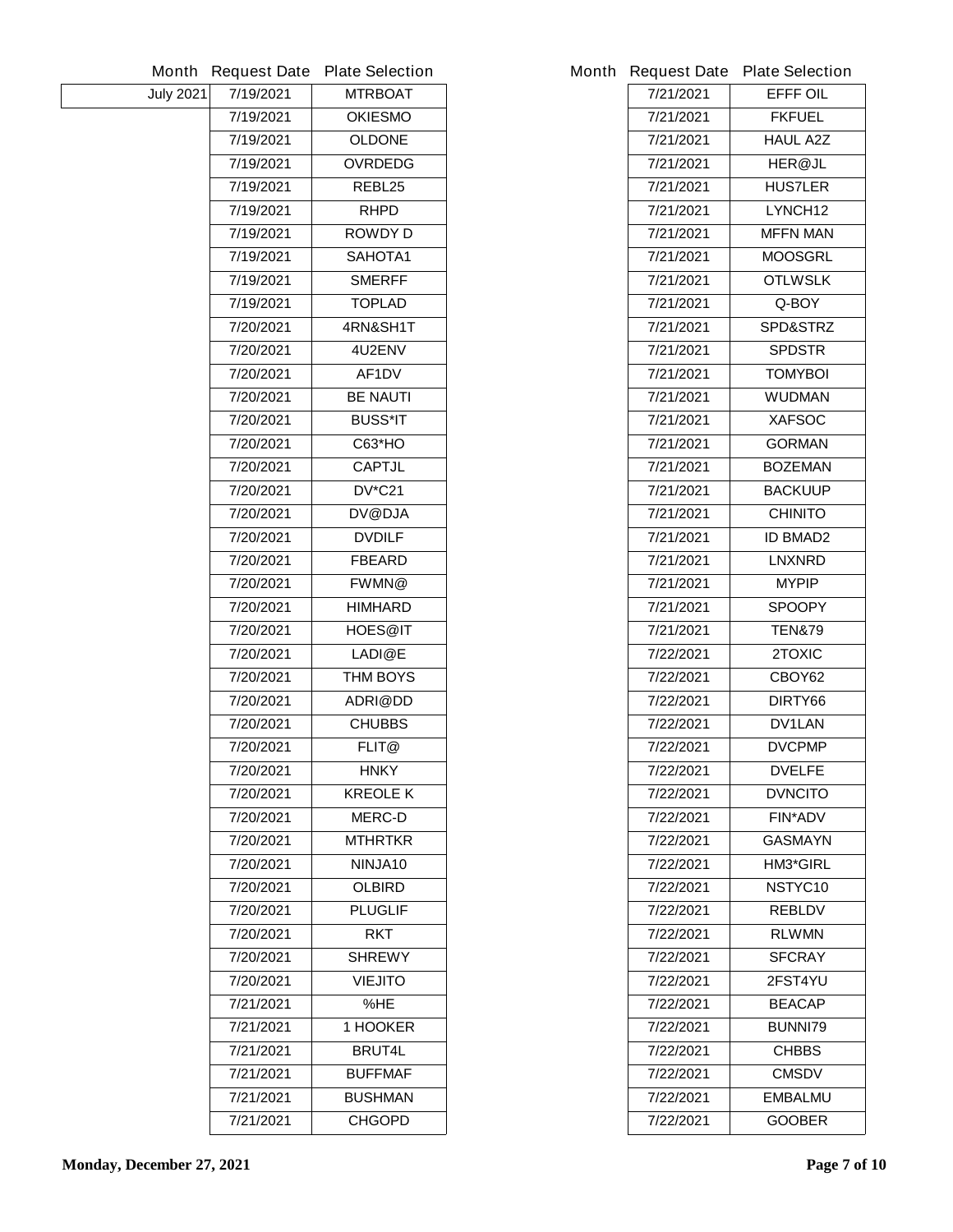| Month | Request Date | Plate Selection |
|---|---|---|
| July 2021 | 7/19/2021 | MTRBOAT |
| | 7/19/2021 | OKIESMO |
| | 7/19/2021 | OLDONE |
| | 7/19/2021 | OVRDEDG |
| | 7/19/2021 | REBL25 |
| | 7/19/2021 | RHPD |
| | 7/19/2021 | ROWDY D |
| | 7/19/2021 | SAHOTA1 |
| | 7/19/2021 | SMERFF |
| | 7/19/2021 | TOPLAD |
| | 7/20/2021 | 4RN&SH1T |
| | 7/20/2021 | 4U2ENV |
| | 7/20/2021 | AF1DV |
| | 7/20/2021 | BE NAUTI |
| | 7/20/2021 | BUSS*IT |
| | 7/20/2021 | C63*HO |
| | 7/20/2021 | CAPTJL |
| | 7/20/2021 | DV*C21 |
| | 7/20/2021 | DV@DJA |
| | 7/20/2021 | DVDILF |
| | 7/20/2021 | FBEARD |
| | 7/20/2021 | FWMN@ |
| | 7/20/2021 | HIMHARD |
| | 7/20/2021 | HOES@IT |
| | 7/20/2021 | LADI@E |
| | 7/20/2021 | THM BOYS |
| | 7/20/2021 | ADRI@DD |
| | 7/20/2021 | CHUBBS |
| | 7/20/2021 | FLIT@ |
| | 7/20/2021 | HNKY |
| | 7/20/2021 | KREOLE K |
| | 7/20/2021 | MERC-D |
| | 7/20/2021 | MTHRTKR |
| | 7/20/2021 | NINJA10 |
| | 7/20/2021 | OLBIRD |
| | 7/20/2021 | PLUGLIF |
| | 7/20/2021 | RKT |
| | 7/20/2021 | SHREWY |
| | 7/20/2021 | VIEJITO |
| | 7/21/2021 | %HE |
| | 7/21/2021 | 1 HOOKER |
| | 7/21/2021 | BRUT4L |
| | 7/21/2021 | BUFFMAF |
| | 7/21/2021 | BUSHMAN |
| | 7/21/2021 | CHGOPD |

| Month | Request Date | Plate Selection |
|---|---|---|
| | 7/21/2021 | EFFF OIL |
| | 7/21/2021 | FKFUEL |
| | 7/21/2021 | HAUL A2Z |
| | 7/21/2021 | HER@JL |
| | 7/21/2021 | HUS7LER |
| | 7/21/2021 | LYNCH12 |
| | 7/21/2021 | MFFN MAN |
| | 7/21/2021 | MOOSGRL |
| | 7/21/2021 | OTLWSLK |
| | 7/21/2021 | Q-BOY |
| | 7/21/2021 | SPD&STRZ |
| | 7/21/2021 | SPDSTR |
| | 7/21/2021 | TOMYBOI |
| | 7/21/2021 | WUDMAN |
| | 7/21/2021 | XAFSOC |
| | 7/21/2021 | GORMAN |
| | 7/21/2021 | BOZEMAN |
| | 7/21/2021 | BACKUUP |
| | 7/21/2021 | CHINITO |
| | 7/21/2021 | ID BMAD2 |
| | 7/21/2021 | LNXNRD |
| | 7/21/2021 | MYPIP |
| | 7/21/2021 | SPOOPY |
| | 7/21/2021 | TEN&79 |
| | 7/22/2021 | 2TOXIC |
| | 7/22/2021 | CBOY62 |
| | 7/22/2021 | DIRTY66 |
| | 7/22/2021 | DV1LAN |
| | 7/22/2021 | DVCPMP |
| | 7/22/2021 | DVELFE |
| | 7/22/2021 | DVNCITO |
| | 7/22/2021 | FIN*ADV |
| | 7/22/2021 | GASMAYN |
| | 7/22/2021 | HM3*GIRL |
| | 7/22/2021 | NSTYC10 |
| | 7/22/2021 | REBLDV |
| | 7/22/2021 | RLWMN |
| | 7/22/2021 | SFCRAY |
| | 7/22/2021 | 2FST4YU |
| | 7/22/2021 | BEACAP |
| | 7/22/2021 | BUNNI79 |
| | 7/22/2021 | CHBBS |
| | 7/22/2021 | CMSDV |
| | 7/22/2021 | EMBALMU |
| | 7/22/2021 | GOOBER |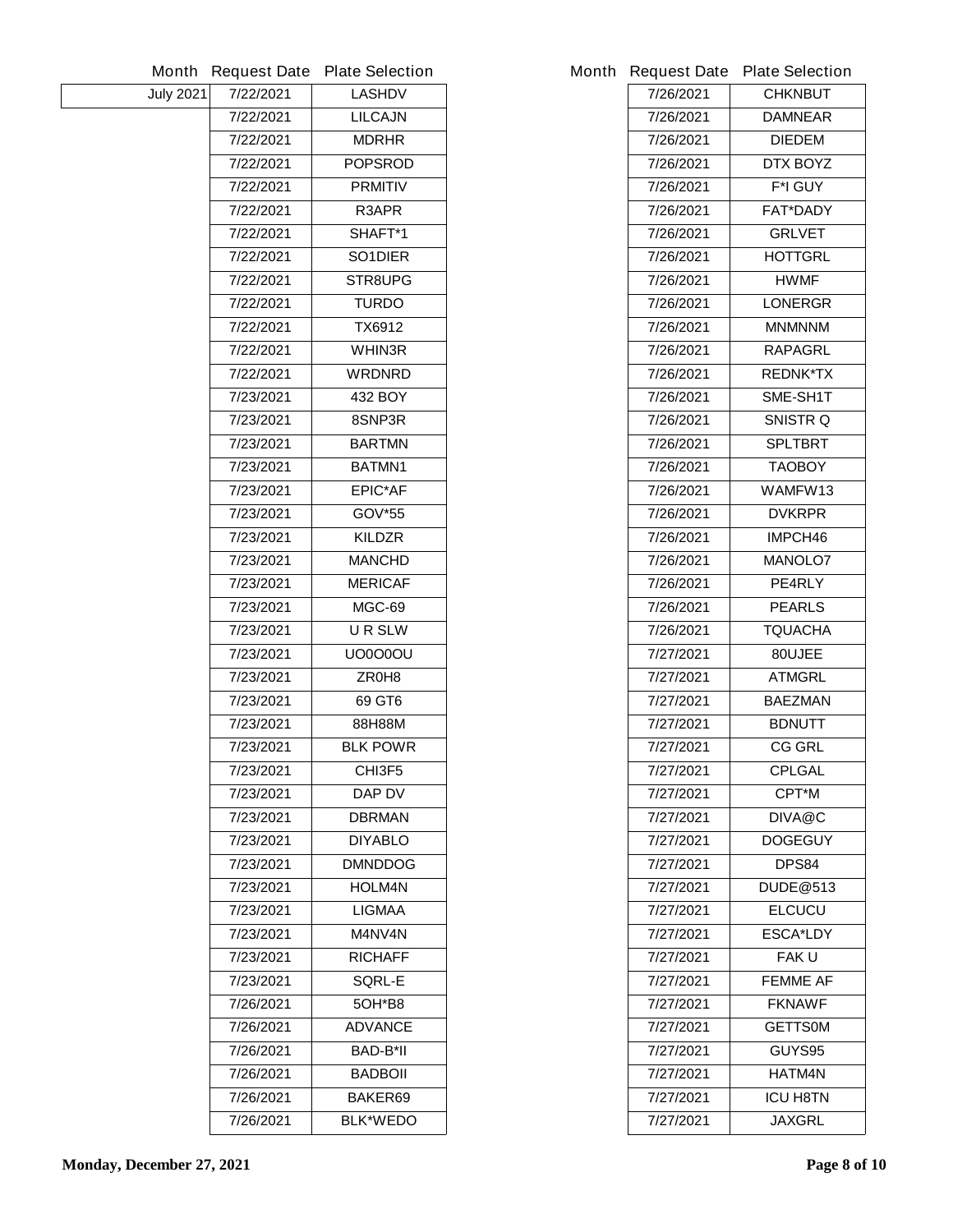| Month | Request Date | Plate Selection |
|---|---|---|
| July 2021 | 7/22/2021 | LASHDV |
| | 7/22/2021 | LILCAJN |
| | 7/22/2021 | MDRHR |
| | 7/22/2021 | POPSROD |
| | 7/22/2021 | PRMITIV |
| | 7/22/2021 | R3APR |
| | 7/22/2021 | SHAFT*1 |
| | 7/22/2021 | SO1DIER |
| | 7/22/2021 | STR8UPG |
| | 7/22/2021 | TURDO |
| | 7/22/2021 | TX6912 |
| | 7/22/2021 | WHIN3R |
| | 7/22/2021 | WRDNRD |
| | 7/23/2021 | 432 BOY |
| | 7/23/2021 | 8SNP3R |
| | 7/23/2021 | BARTMN |
| | 7/23/2021 | BATMN1 |
| | 7/23/2021 | EPIC*AF |
| | 7/23/2021 | GOV*55 |
| | 7/23/2021 | KILDZR |
| | 7/23/2021 | MANCHD |
| | 7/23/2021 | MERICAF |
| | 7/23/2021 | MGC-69 |
| | 7/23/2021 | U R SLW |
| | 7/23/2021 | UO0O0OU |
| | 7/23/2021 | ZR0H8 |
| | 7/23/2021 | 69 GT6 |
| | 7/23/2021 | 88H88M |
| | 7/23/2021 | BLK POWR |
| | 7/23/2021 | CHI3F5 |
| | 7/23/2021 | DAP DV |
| | 7/23/2021 | DBRMAN |
| | 7/23/2021 | DIYABLO |
| | 7/23/2021 | DMNDDOG |
| | 7/23/2021 | HOLM4N |
| | 7/23/2021 | LIGMAA |
| | 7/23/2021 | M4NV4N |
| | 7/23/2021 | RICHAFF |
| | 7/23/2021 | SQRL-E |
| | 7/26/2021 | 5OH*B8 |
| | 7/26/2021 | ADVANCE |
| | 7/26/2021 | BAD-B*II |
| | 7/26/2021 | BADBOII |
| | 7/26/2021 | BAKER69 |
| | 7/26/2021 | BLK*WEDO |
| | 7/26/2021 | CHKNBUT |
| | 7/26/2021 | DAMNEAR |
| | 7/26/2021 | DIEDEM |
| | 7/26/2021 | DTX BOYZ |
| | 7/26/2021 | F*I GUY |
| | 7/26/2021 | FAT*DADY |
| | 7/26/2021 | GRLVET |
| | 7/26/2021 | HOTTGRL |
| | 7/26/2021 | HWMF |
| | 7/26/2021 | LONERGR |
| | 7/26/2021 | MNMNNM |
| | 7/26/2021 | RAPAGRL |
| | 7/26/2021 | REDNK*TX |
| | 7/26/2021 | SME-SH1T |
| | 7/26/2021 | SNISTR Q |
| | 7/26/2021 | SPLTBRT |
| | 7/26/2021 | TAOBOY |
| | 7/26/2021 | WAMFW13 |
| | 7/26/2021 | DVKRPR |
| | 7/26/2021 | IMPCH46 |
| | 7/26/2021 | MANOLO7 |
| | 7/26/2021 | PE4RLY |
| | 7/26/2021 | PEARLS |
| | 7/26/2021 | TQUACHA |
| | 7/27/2021 | 80UJEE |
| | 7/27/2021 | ATMGRL |
| | 7/27/2021 | BAEZMAN |
| | 7/27/2021 | BDNUTT |
| | 7/27/2021 | CG GRL |
| | 7/27/2021 | CPLGAL |
| | 7/27/2021 | CPT*M |
| | 7/27/2021 | DIVA@C |
| | 7/27/2021 | DOGEGUY |
| | 7/27/2021 | DPS84 |
| | 7/27/2021 | DUDE@513 |
| | 7/27/2021 | ELCUCU |
| | 7/27/2021 | ESCA*LDY |
| | 7/27/2021 | FAK U |
| | 7/27/2021 | FEMME AF |
| | 7/27/2021 | FKNAWF |
| | 7/27/2021 | GETTS0M |
| | 7/27/2021 | GUYS95 |
| | 7/27/2021 | HATM4N |
| | 7/27/2021 | ICU H8TN |
| | 7/27/2021 | JAXGRL |

**Monday, December 27, 2021**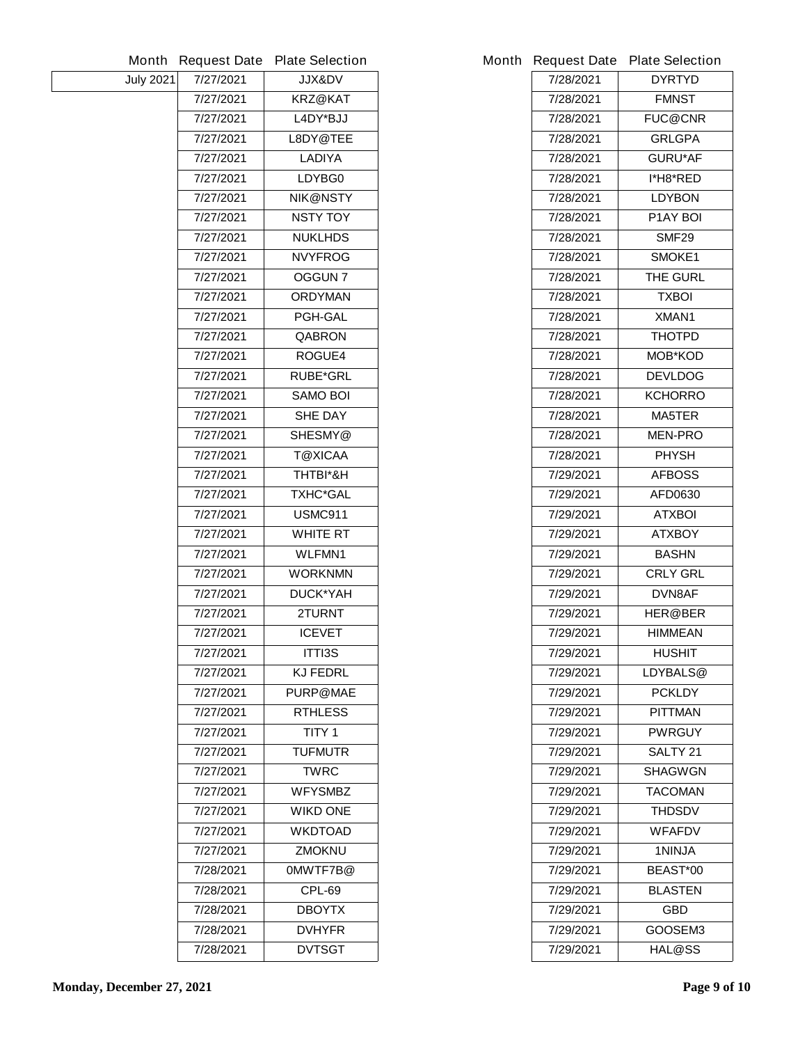| Month | Request Date | Plate Selection |
| --- | --- | --- |
| July 2021 | 7/27/2021 | JJX&DV |
| | 7/27/2021 | KRZ@KAT |
| | 7/27/2021 | L4DY*BJJ |
| | 7/27/2021 | L8DY@TEE |
| | 7/27/2021 | LADIYA |
| | 7/27/2021 | LDYBG0 |
| | 7/27/2021 | NIK@NSTY |
| | 7/27/2021 | NSTY TOY |
| | 7/27/2021 | NUKLHDS |
| | 7/27/2021 | NVYFROG |
| | 7/27/2021 | OGGUN 7 |
| | 7/27/2021 | ORDYMAN |
| | 7/27/2021 | PGH-GAL |
| | 7/27/2021 | QABRON |
| | 7/27/2021 | ROGUE4 |
| | 7/27/2021 | RUBE*GRL |
| | 7/27/2021 | SAMO BOI |
| | 7/27/2021 | SHE DAY |
| | 7/27/2021 | SHESMY@ |
| | 7/27/2021 | T@XICAA |
| | 7/27/2021 | THTBI*&H |
| | 7/27/2021 | TXHC*GAL |
| | 7/27/2021 | USMC911 |
| | 7/27/2021 | WHITE RT |
| | 7/27/2021 | WLFMN1 |
| | 7/27/2021 | WORKNMN |
| | 7/27/2021 | DUCK*YAH |
| | 7/27/2021 | 2TURNT |
| | 7/27/2021 | ICEVET |
| | 7/27/2021 | ITTI3S |
| | 7/27/2021 | KJ FEDRL |
| | 7/27/2021 | PURP@MAE |
| | 7/27/2021 | RTHLESS |
| | 7/27/2021 | TITY 1 |
| | 7/27/2021 | TUFMUTR |
| | 7/27/2021 | TWRC |
| | 7/27/2021 | WFYSMBZ |
| | 7/27/2021 | WIKD ONE |
| | 7/27/2021 | WKDTOAD |
| | 7/27/2021 | ZMOKNU |
| | 7/28/2021 | 0MWTF7B@ |
| | 7/28/2021 | CPL-69 |
| | 7/28/2021 | DBOYTX |
| | 7/28/2021 | DVHYFR |
| | 7/28/2021 | DVTSGT |
| | 7/28/2021 | DYRTYD |
| | 7/28/2021 | FMNST |
| | 7/28/2021 | FUC@CNR |
| | 7/28/2021 | GRLGPA |
| | 7/28/2021 | GURU*AF |
| | 7/28/2021 | I*H8*RED |
| | 7/28/2021 | LDYBON |
| | 7/28/2021 | P1AY BOI |
| | 7/28/2021 | SMF29 |
| | 7/28/2021 | SMOKE1 |
| | 7/28/2021 | THE GURL |
| | 7/28/2021 | TXBOI |
| | 7/28/2021 | XMAN1 |
| | 7/28/2021 | THOTPD |
| | 7/28/2021 | MOB*KOD |
| | 7/28/2021 | DEVLDOG |
| | 7/28/2021 | KCHORRO |
| | 7/28/2021 | MA5TER |
| | 7/28/2021 | MEN-PRO |
| | 7/28/2021 | PHYSH |
| | 7/29/2021 | AFBOSS |
| | 7/29/2021 | AFD0630 |
| | 7/29/2021 | ATXBOI |
| | 7/29/2021 | ATXBOY |
| | 7/29/2021 | BASHN |
| | 7/29/2021 | CRLY GRL |
| | 7/29/2021 | DVN8AF |
| | 7/29/2021 | HER@BER |
| | 7/29/2021 | HIMMEAN |
| | 7/29/2021 | HUSHIT |
| | 7/29/2021 | LDYBALS@ |
| | 7/29/2021 | PCKLDY |
| | 7/29/2021 | PITTMAN |
| | 7/29/2021 | PWRGUY |
| | 7/29/2021 | SALTY 21 |
| | 7/29/2021 | SHAGWGN |
| | 7/29/2021 | TACOMAN |
| | 7/29/2021 | THDSDV |
| | 7/29/2021 | WFAFDV |
| | 7/29/2021 | 1NINJA |
| | 7/29/2021 | BEAST*00 |
| | 7/29/2021 | BLASTEN |
| | 7/29/2021 | GBD |
| | 7/29/2021 | GOOSEM3 |
| | 7/29/2021 | HAL@SS |

**Monday, December 27, 2021**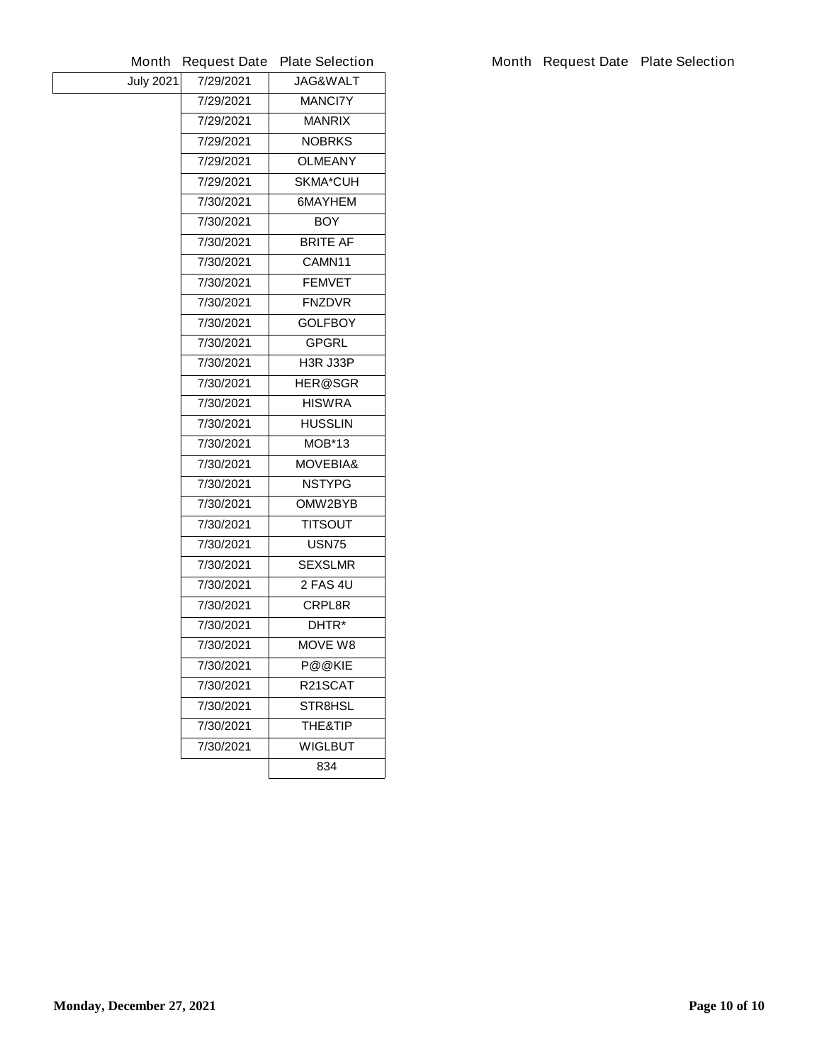| Month | Request Date | Plate Selection |
|---|---|---|
| July 2021 | 7/29/2021 | JAG&WALT |
| | 7/29/2021 | MANCI7Y |
| | 7/29/2021 | MANRIX |
| | 7/29/2021 | NOBRKS |
| | 7/29/2021 | OLMEANY |
| | 7/29/2021 | SKMA*CUH |
| | 7/30/2021 | 6MAYHEM |
| | 7/30/2021 | BOY |
| | 7/30/2021 | BRITE AF |
| | 7/30/2021 | CAMN11 |
| | 7/30/2021 | FEMVET |
| | 7/30/2021 | FNZDVR |
| | 7/30/2021 | GOLFBOY |
| | 7/30/2021 | GPGRL |
| | 7/30/2021 | H3R J33P |
| | 7/30/2021 | HER@SGR |
| | 7/30/2021 | HISWRA |
| | 7/30/2021 | HUSSLIN |
| | 7/30/2021 | MOB*13 |
| | 7/30/2021 | MOVEBIA& |
| | 7/30/2021 | NSTYPG |
| | 7/30/2021 | OMW2BYB |
| | 7/30/2021 | TITSOUT |
| | 7/30/2021 | USN75 |
| | 7/30/2021 | SEXSLMR |
| | 7/30/2021 | 2 FAS 4U |
| | 7/30/2021 | CRPL8R |
| | 7/30/2021 | DHTR* |
| | 7/30/2021 | MOVE W8 |
| | 7/30/2021 | P@@KIE |
| | 7/30/2021 | R21SCAT |
| | 7/30/2021 | STR8HSL |
| | 7/30/2021 | THE&TIP |
| | 7/30/2021 | WIGLBUT |
| | | 834 |

| Month | Request Date | Plate Selection |
|---|---|---|

Monday, December 27, 2021